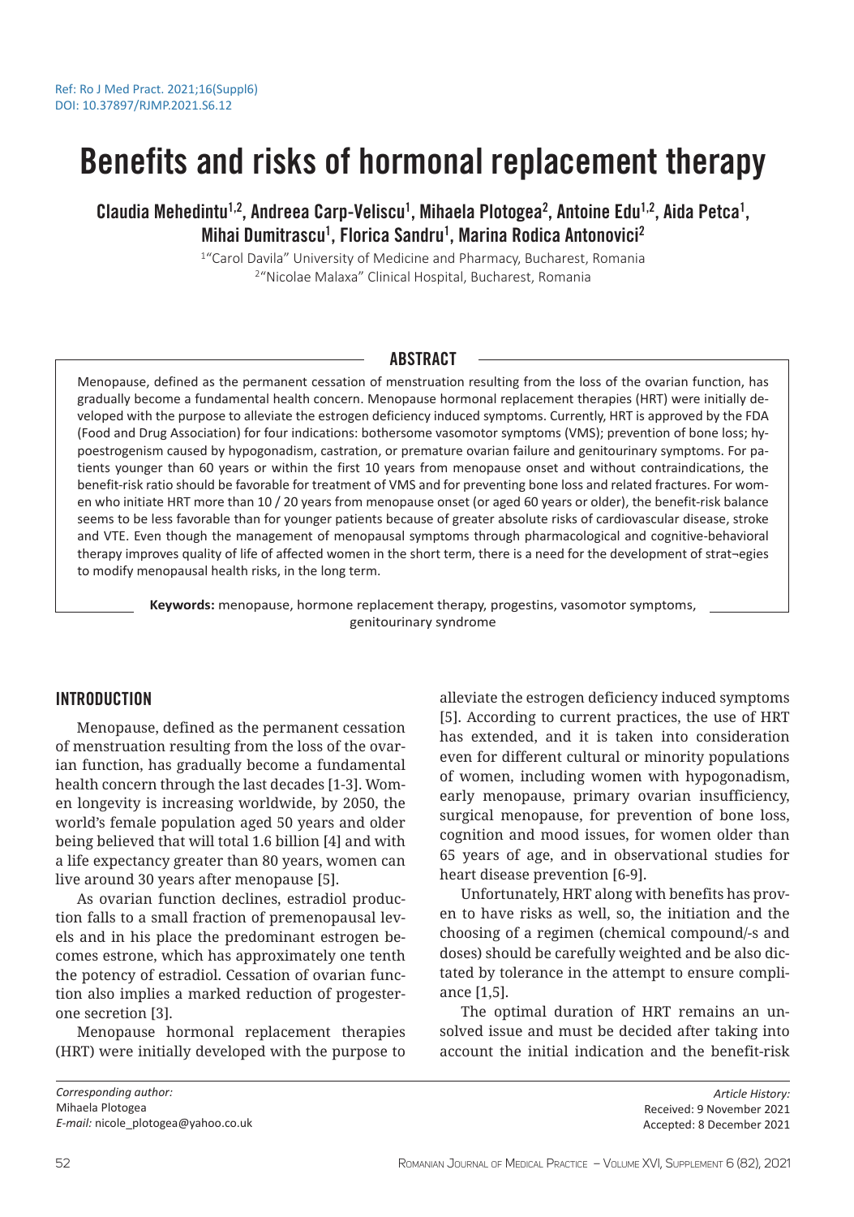Ref: Ro J Med Pract. 2021;16(Suppl6)
DOI: 10.37897/RJMP.2021.S6.12

# Benefits and risks of hormonal replacement therapy

**Claudia Mehedintu[1,2], Andreea Carp-Veliscu[1], Mihaela Plotogea[2], Antoine Edu[1,2], Aida Petca[1], Mihai Dumitrascu[1], Florica Sandru[1], Marina Rodica Antonovici[2]**

[1]"Carol Davila" University of Medicine and Pharmacy, Bucharest, Romania
[2]"Nicolae Malaxa" Clinical Hospital, Bucharest, Romania

## ABSTRACT

Menopause, defined as the permanent cessation of menstruation resulting from the loss of the ovarian function, has gradually become a fundamental health concern. Menopause hormonal replacement therapies (HRT) were initially developed with the purpose to alleviate the estrogen deficiency induced symptoms. Currently, HRT is approved by the FDA (Food and Drug Association) for four indications: bothersome vasomotor symptoms (VMS); prevention of bone loss; hypoestrogenism caused by hypogonadism, castration, or premature ovarian failure and genitourinary symptoms. For patients younger than 60 years or within the first 10 years from menopause onset and without contraindications, the benefit-risk ratio should be favorable for treatment of VMS and for preventing bone loss and related fractures. For women who initiate HRT more than 10 / 20 years from menopause onset (or aged 60 years or older), the benefit-risk balance seems to be less favorable than for younger patients because of greater absolute risks of cardiovascular disease, stroke and VTE. Even though the management of menopausal symptoms through pharmacological and cognitive-behavioral therapy improves quality of life of affected women in the short term, there is a need for the development of strat¬egies to modify menopausal health risks, in the long term.

**Keywords:** menopause, hormone replacement therapy, progestins, vasomotor symptoms, genitourinary syndrome

## INTRODUCTION

Menopause, defined as the permanent cessation of menstruation resulting from the loss of the ovarian function, has gradually become a fundamental health concern through the last decades [1-3]. Women longevity is increasing worldwide, by 2050, the world's female population aged 50 years and older being believed that will total 1.6 billion [4] and with a life expectancy greater than 80 years, women can live around 30 years after menopause [5].

As ovarian function declines, estradiol production falls to a small fraction of premenopausal levels and in his place the predominant estrogen becomes estrone, which has approximately one tenth the potency of estradiol. Cessation of ovarian function also implies a marked reduction of progesterone secretion [3].

Menopause hormonal replacement therapies (HRT) were initially developed with the purpose to alleviate the estrogen deficiency induced symptoms [5]. According to current practices, the use of HRT has extended, and it is taken into consideration even for different cultural or minority populations of women, including women with hypogonadism, early menopause, primary ovarian insufficiency, surgical menopause, for prevention of bone loss, cognition and mood issues, for women older than 65 years of age, and in observational studies for heart disease prevention [6-9].

Unfortunately, HRT along with benefits has proven to have risks as well, so, the initiation and the choosing of a regimen (chemical compound/-s and doses) should be carefully weighted and be also dictated by tolerance in the attempt to ensure compliance [1,5].

The optimal duration of HRT remains an unsolved issue and must be decided after taking into account the initial indication and the benefit-risk

*Corresponding author:*
Mihaela Plotogea
*E-mail:* nicole_plotogea@yahoo.co.uk

*Article History:*
Received: 9 November 2021
Accepted: 8 December 2021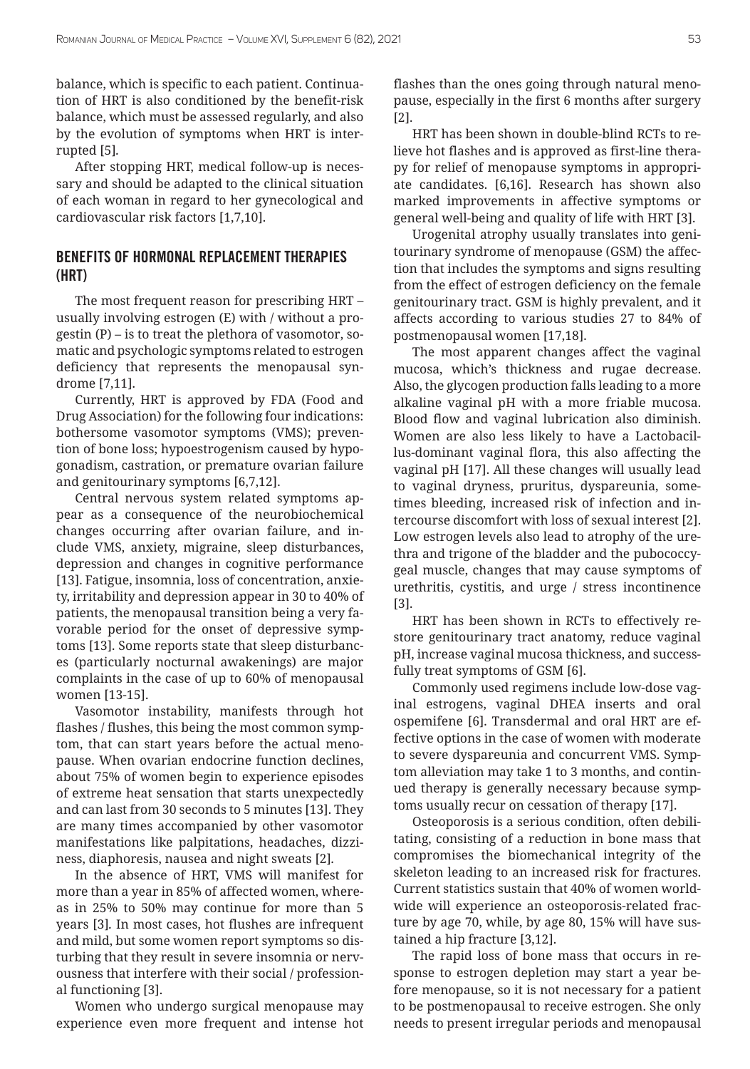balance, which is specific to each patient. Continuation of HRT is also conditioned by the benefit-risk balance, which must be assessed regularly, and also by the evolution of symptoms when HRT is interrupted [5].

After stopping HRT, medical follow-up is necessary and should be adapted to the clinical situation of each woman in regard to her gynecological and cardiovascular risk factors [1,7,10].

## BENEFITS OF HORMONAL REPLACEMENT THERAPIES (HRT)

The most frequent reason for prescribing HRT – usually involving estrogen (E) with / without a progestin (P) – is to treat the plethora of vasomotor, somatic and psychologic symptoms related to estrogen deficiency that represents the menopausal syndrome [7,11].

Currently, HRT is approved by FDA (Food and Drug Association) for the following four indications: bothersome vasomotor symptoms (VMS); prevention of bone loss; hypoestrogenism caused by hypogonadism, castration, or premature ovarian failure and genitourinary symptoms [6,7,12].

Central nervous system related symptoms appear as a consequence of the neurobiochemical changes occurring after ovarian failure, and include VMS, anxiety, migraine, sleep disturbances, depression and changes in cognitive performance [13]. Fatigue, insomnia, loss of concentration, anxiety, irritability and depression appear in 30 to 40% of patients, the menopausal transition being a very favorable period for the onset of depressive symptoms [13]. Some reports state that sleep disturbances (particularly nocturnal awakenings) are major complaints in the case of up to 60% of menopausal women [13-15].

Vasomotor instability, manifests through hot flashes / flushes, this being the most common symptom, that can start years before the actual menopause. When ovarian endocrine function declines, about 75% of women begin to experience episodes of extreme heat sensation that starts unexpectedly and can last from 30 seconds to 5 minutes [13]. They are many times accompanied by other vasomotor manifestations like palpitations, headaches, dizziness, diaphoresis, nausea and night sweats [2].

In the absence of HRT, VMS will manifest for more than a year in 85% of affected women, whereas in 25% to 50% may continue for more than 5 years [3]. In most cases, hot flushes are infrequent and mild, but some women report symptoms so disturbing that they result in severe insomnia or nervousness that interfere with their social / professional functioning [3].

Women who undergo surgical menopause may experience even more frequent and intense hot flashes than the ones going through natural menopause, especially in the first 6 months after surgery [2].

HRT has been shown in double-blind RCTs to relieve hot flashes and is approved as first-line therapy for relief of menopause symptoms in appropriate candidates. [6,16]. Research has shown also marked improvements in affective symptoms or general well-being and quality of life with HRT [3].

Urogenital atrophy usually translates into genitourinary syndrome of menopause (GSM) the affection that includes the symptoms and signs resulting from the effect of estrogen deficiency on the female genitourinary tract. GSM is highly prevalent, and it affects according to various studies 27 to 84% of postmenopausal women [17,18].

The most apparent changes affect the vaginal mucosa, which's thickness and rugae decrease. Also, the glycogen production falls leading to a more alkaline vaginal pH with a more friable mucosa. Blood flow and vaginal lubrication also diminish. Women are also less likely to have a Lactobacillus-dominant vaginal flora, this also affecting the vaginal pH [17]. All these changes will usually lead to vaginal dryness, pruritus, dyspareunia, sometimes bleeding, increased risk of infection and intercourse discomfort with loss of sexual interest [2]. Low estrogen levels also lead to atrophy of the urethra and trigone of the bladder and the pubococcygeal muscle, changes that may cause symptoms of urethritis, cystitis, and urge / stress incontinence [3].

HRT has been shown in RCTs to effectively restore genitourinary tract anatomy, reduce vaginal pH, increase vaginal mucosa thickness, and successfully treat symptoms of GSM [6].

Commonly used regimens include low-dose vaginal estrogens, vaginal DHEA inserts and oral ospemifene [6]. Transdermal and oral HRT are effective options in the case of women with moderate to severe dyspareunia and concurrent VMS. Symptom alleviation may take 1 to 3 months, and continued therapy is generally necessary because symptoms usually recur on cessation of therapy [17].

Osteoporosis is a serious condition, often debilitating, consisting of a reduction in bone mass that compromises the biomechanical integrity of the skeleton leading to an increased risk for fractures. Current statistics sustain that 40% of women worldwide will experience an osteoporosis-related fracture by age 70, while, by age 80, 15% will have sustained a hip fracture [3,12].

The rapid loss of bone mass that occurs in response to estrogen depletion may start a year before menopause, so it is not necessary for a patient to be postmenopausal to receive estrogen. She only needs to present irregular periods and menopausal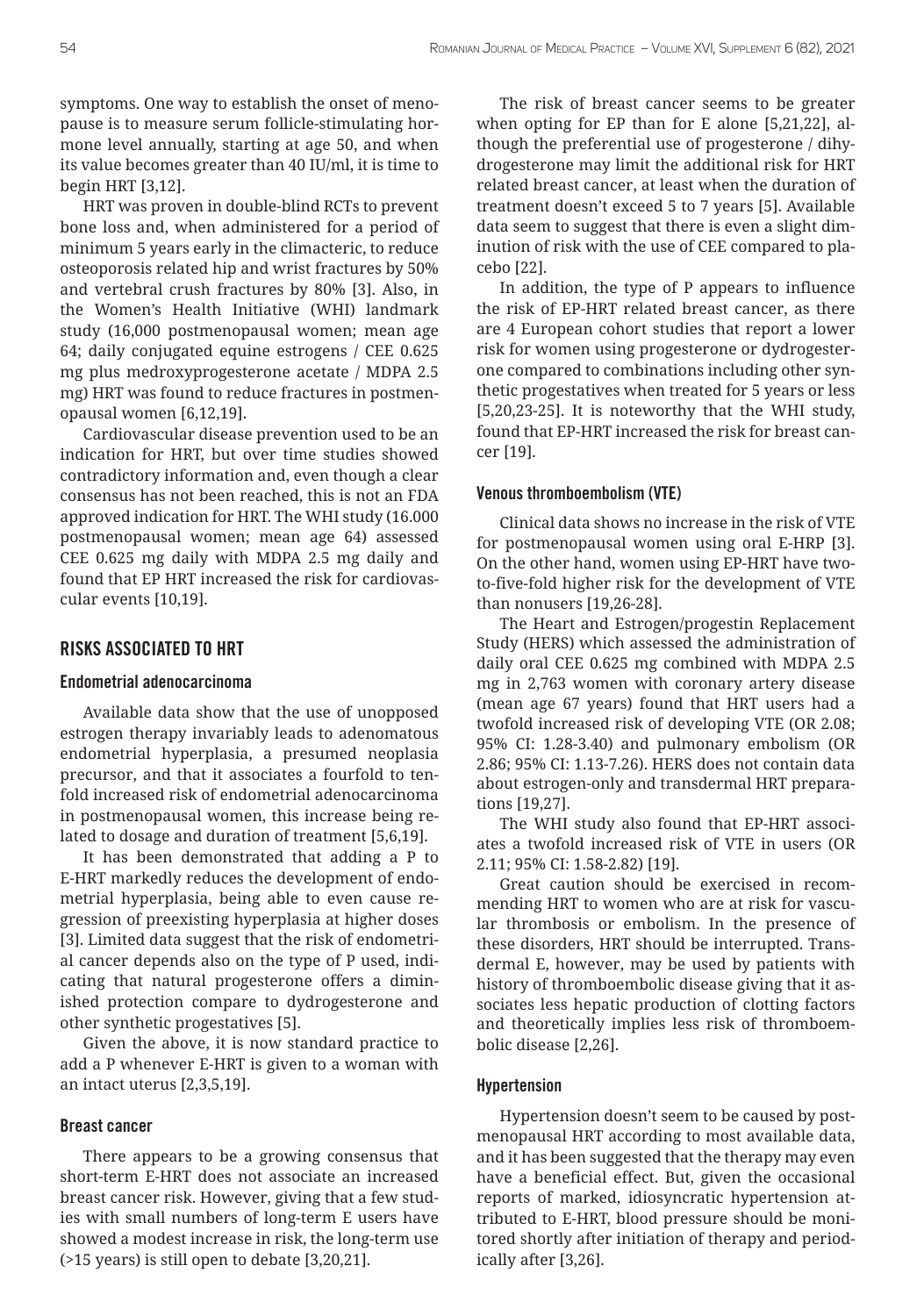symptoms. One way to establish the onset of menopause is to measure serum follicle-stimulating hormone level annually, starting at age 50, and when its value becomes greater than 40 IU/ml, it is time to begin HRT [3,12].

HRT was proven in double-blind RCTs to prevent bone loss and, when administered for a period of minimum 5 years early in the climacteric, to reduce osteoporosis related hip and wrist fractures by 50% and vertebral crush fractures by 80% [3]. Also, in the Women's Health Initiative (WHI) landmark study (16,000 postmenopausal women; mean age 64; daily conjugated equine estrogens / CEE 0.625 mg plus medroxyprogesterone acetate / MDPA 2.5 mg) HRT was found to reduce fractures in postmenopausal women [6,12,19].

Cardiovascular disease prevention used to be an indication for HRT, but over time studies showed contradictory information and, even though a clear consensus has not been reached, this is not an FDA approved indication for HRT. The WHI study (16.000 postmenopausal women; mean age 64) assessed CEE 0.625 mg daily with MDPA 2.5 mg daily and found that EP HRT increased the risk for cardiovascular events [10,19].

## RISKS ASSOCIATED TO HRT

### Endometrial adenocarcinoma

Available data show that the use of unopposed estrogen therapy invariably leads to adenomatous endometrial hyperplasia, a presumed neoplasia precursor, and that it associates a fourfold to tenfold increased risk of endometrial adenocarcinoma in postmenopausal women, this increase being related to dosage and duration of treatment [5,6,19].

It has been demonstrated that adding a P to E-HRT markedly reduces the development of endometrial hyperplasia, being able to even cause regression of preexisting hyperplasia at higher doses [3]. Limited data suggest that the risk of endometrial cancer depends also on the type of P used, indicating that natural progesterone offers a diminished protection compare to dydrogesterone and other synthetic progestatives [5].

Given the above, it is now standard practice to add a P whenever E-HRT is given to a woman with an intact uterus [2,3,5,19].

### Breast cancer

There appears to be a growing consensus that short-term E-HRT does not associate an increased breast cancer risk. However, giving that a few studies with small numbers of long-term E users have showed a modest increase in risk, the long-term use (>15 years) is still open to debate [3,20,21].

The risk of breast cancer seems to be greater when opting for EP than for E alone [5,21,22], although the preferential use of progesterone / dihydrogesterone may limit the additional risk for HRT related breast cancer, at least when the duration of treatment doesn't exceed 5 to 7 years [5]. Available data seem to suggest that there is even a slight diminution of risk with the use of CEE compared to placebo [22].

In addition, the type of P appears to influence the risk of EP-HRT related breast cancer, as there are 4 European cohort studies that report a lower risk for women using progesterone or dydrogesterone compared to combinations including other synthetic progestatives when treated for 5 years or less [5,20,23-25]. It is noteworthy that the WHI study, found that EP-HRT increased the risk for breast cancer [19].

### Venous thromboembolism (VTE)

Clinical data shows no increase in the risk of VTE for postmenopausal women using oral E-HRP [3]. On the other hand, women using EP-HRT have two-to-five-fold higher risk for the development of VTE than nonusers [19,26-28].

The Heart and Estrogen/progestin Replacement Study (HERS) which assessed the administration of daily oral CEE 0.625 mg combined with MDPA 2.5 mg in 2,763 women with coronary artery disease (mean age 67 years) found that HRT users had a twofold increased risk of developing VTE (OR 2.08; 95% CI: 1.28-3.40) and pulmonary embolism (OR 2.86; 95% CI: 1.13-7.26). HERS does not contain data about estrogen-only and transdermal HRT preparations [19,27].

The WHI study also found that EP-HRT associates a twofold increased risk of VTE in users (OR 2.11; 95% CI: 1.58-2.82) [19].

Great caution should be exercised in recommending HRT to women who are at risk for vascular thrombosis or embolism. In the presence of these disorders, HRT should be interrupted. Transdermal E, however, may be used by patients with history of thromboembolic disease giving that it associates less hepatic production of clotting factors and theoretically implies less risk of thromboembolic disease [2,26].

### Hypertension

Hypertension doesn't seem to be caused by postmenopausal HRT according to most available data, and it has been suggested that the therapy may even have a beneficial effect. But, given the occasional reports of marked, idiosyncratic hypertension attributed to E-HRT, blood pressure should be monitored shortly after initiation of therapy and periodically after [3,26].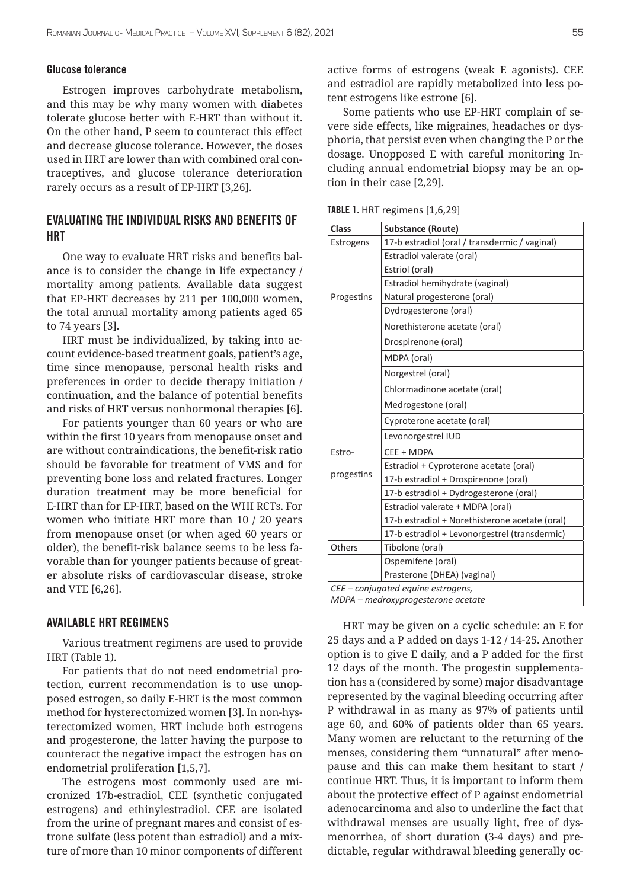### Glucose tolerance

Estrogen improves carbohydrate metabolism, and this may be why many women with diabetes tolerate glucose better with E-HRT than without it. On the other hand, P seem to counteract this effect and decrease glucose tolerance. However, the doses used in HRT are lower than with combined oral contraceptives, and glucose tolerance deterioration rarely occurs as a result of EP-HRT [3,26].

## EVALUATING THE INDIVIDUAL RISKS AND BENEFITS OF HRT

One way to evaluate HRT risks and benefits balance is to consider the change in life expectancy / mortality among patients. Available data suggest that EP-HRT decreases by 211 per 100,000 women, the total annual mortality among patients aged 65 to 74 years [3].

HRT must be individualized, by taking into account evidence-based treatment goals, patient's age, time since menopause, personal health risks and preferences in order to decide therapy initiation / continuation, and the balance of potential benefits and risks of HRT versus nonhormonal therapies [6].

For patients younger than 60 years or who are within the first 10 years from menopause onset and are without contraindications, the benefit-risk ratio should be favorable for treatment of VMS and for preventing bone loss and related fractures. Longer duration treatment may be more beneficial for E-HRT than for EP-HRT, based on the WHI RCTs. For women who initiate HRT more than 10 / 20 years from menopause onset (or when aged 60 years or older), the benefit-risk balance seems to be less favorable than for younger patients because of greater absolute risks of cardiovascular disease, stroke and VTE [6,26].

## AVAILABLE HRT REGIMENS

Various treatment regimens are used to provide HRT (Table 1).

For patients that do not need endometrial protection, current recommendation is to use unopposed estrogen, so daily E-HRT is the most common method for hysterectomized women [3]. In non-hysterectomized women, HRT include both estrogens and progesterone, the latter having the purpose to counteract the negative impact the estrogen has on endometrial proliferation [1,5,7].

The estrogens most commonly used are micronized 17b-estradiol, CEE (synthetic conjugated estrogens) and ethinylestradiol. CEE are isolated from the urine of pregnant mares and consist of estrone sulfate (less potent than estradiol) and a mixture of more than 10 minor components of different active forms of estrogens (weak E agonists). CEE and estradiol are rapidly metabolized into less potent estrogens like estrone [6].

Some patients who use EP-HRT complain of severe side effects, like migraines, headaches or dysphoria, that persist even when changing the P or the dosage. Unopposed E with careful monitoring Including annual endometrial biopsy may be an option in their case [2,29].

**TABLE 1.** HRT regimens [1,6,29]

| Class | Substance (Route) |
|---|---|
| Estrogens | 17-b estradiol (oral / transdermic / vaginal) |
| | Estradiol valerate (oral) |
| | Estriol (oral) |
| | Estradiol hemihydrate (vaginal) |
| Progestins | Natural progesterone (oral) |
| | Dydrogesterone (oral) |
| | Norethisterone acetate (oral) |
| | Drospirenone (oral) |
| | MDPA (oral) |
| | Norgestrel (oral) |
| | Chlormadinone acetate (oral) |
| | Medrogestone (oral) |
| | Cyproterone acetate (oral) |
| | Levonorgestrel IUD |
| Estro-progestins | CEE + MDPA |
| | Estradiol + Cyproterone acetate (oral) |
| | 17-b estradiol + Drospirenone (oral) |
| | 17-b estradiol + Dydrogesterone (oral) |
| | Estradiol valerate + MDPA (oral) |
| | 17-b estradiol + Norethisterone acetate (oral) |
| | 17-b estradiol + Levonorgestrel (transdermic) |
| Others | Tibolone (oral) |
| | Ospemifene (oral) |
| | Prasterone (DHEA) (vaginal) |

*CEE – conjugated equine estrogens,*
*MDPA – medroxyprogesterone acetate*

HRT may be given on a cyclic schedule: an E for 25 days and a P added on days 1-12 / 14-25. Another option is to give E daily, and a P added for the first 12 days of the month. The progestin supplementation has a (considered by some) major disadvantage represented by the vaginal bleeding occurring after P withdrawal in as many as 97% of patients until age 60, and 60% of patients older than 65 years. Many women are reluctant to the returning of the menses, considering them "unnatural" after menopause and this can make them hesitant to start / continue HRT. Thus, it is important to inform them about the protective effect of P against endometrial adenocarcinoma and also to underline the fact that withdrawal menses are usually light, free of dysmenorrhea, of short duration (3-4 days) and predictable, regular withdrawal bleeding generally oc-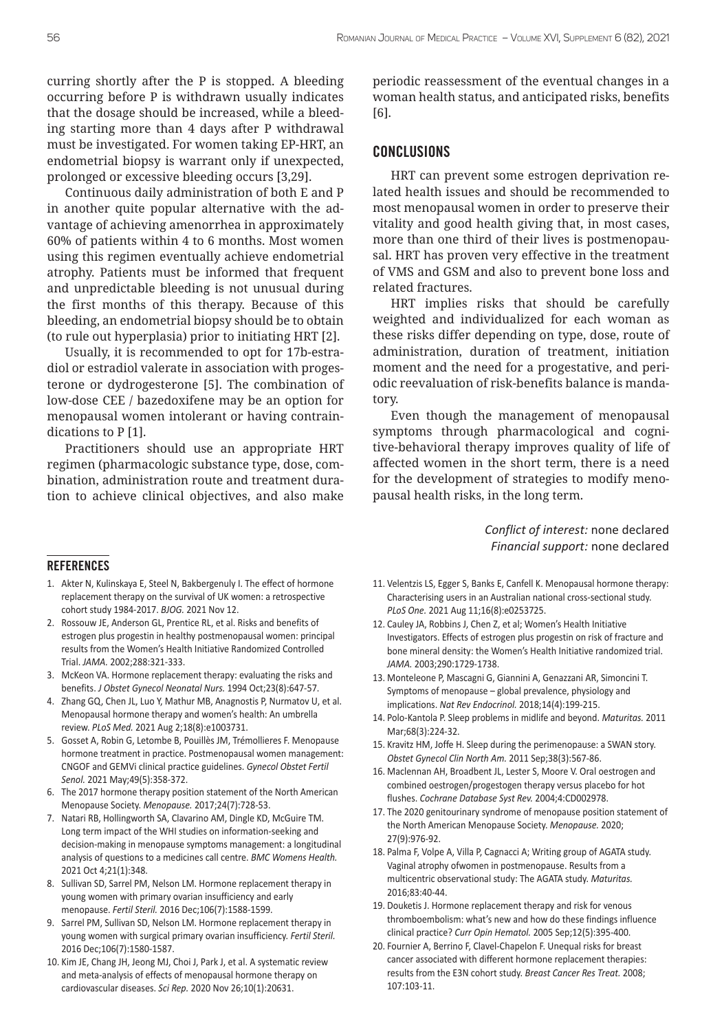curring shortly after the P is stopped. A bleeding occurring before P is withdrawn usually indicates that the dosage should be increased, while a bleeding starting more than 4 days after P withdrawal must be investigated. For women taking EP-HRT, an endometrial biopsy is warrant only if unexpected, prolonged or excessive bleeding occurs [3,29].

Continuous daily administration of both E and P in another quite popular alternative with the advantage of achieving amenorrhea in approximately 60% of patients within 4 to 6 months. Most women using this regimen eventually achieve endometrial atrophy. Patients must be informed that frequent and unpredictable bleeding is not unusual during the first months of this therapy. Because of this bleeding, an endometrial biopsy should be to obtain (to rule out hyperplasia) prior to initiating HRT [2].

Usually, it is recommended to opt for 17b-estradiol or estradiol valerate in association with progesterone or dydrogesterone [5]. The combination of low-dose CEE / bazedoxifene may be an option for menopausal women intolerant or having contraindications to P [1].

Practitioners should use an appropriate HRT regimen (pharmacologic substance type, dose, combination, administration route and treatment duration to achieve clinical objectives, and also make periodic reassessment of the eventual changes in a woman health status, and anticipated risks, benefits [6].

## CONCLUSIONS

HRT can prevent some estrogen deprivation related health issues and should be recommended to most menopausal women in order to preserve their vitality and good health giving that, in most cases, more than one third of their lives is postmenopausal. HRT has proven very effective in the treatment of VMS and GSM and also to prevent bone loss and related fractures.

HRT implies risks that should be carefully weighted and individualized for each woman as these risks differ depending on type, dose, route of administration, duration of treatment, initiation moment and the need for a progestative, and periodic reevaluation of risk-benefits balance is mandatory.

Even though the management of menopausal symptoms through pharmacological and cognitive-behavioral therapy improves quality of life of affected women in the short term, there is a need for the development of strategies to modify menopausal health risks, in the long term.

*Conflict of interest:* none declared
*Financial support:* none declared

## REFERENCES

1. Akter N, Kulinskaya E, Steel N, Bakbergenuly I. The effect of hormone replacement therapy on the survival of UK women: a retrospective cohort study 1984-2017. *BJOG.* 2021 Nov 12.
2. Rossouw JE, Anderson GL, Prentice RL, et al. Risks and benefits of estrogen plus progestin in healthy postmenopausal women: principal results from the Women's Health Initiative Randomized Controlled Trial. *JAMA.* 2002;288:321-333.
3. McKeon VA. Hormone replacement therapy: evaluating the risks and benefits. *J Obstet Gynecol Neonatal Nurs.* 1994 Oct;23(8):647-57.
4. Zhang GQ, Chen JL, Luo Y, Mathur MB, Anagnostis P, Nurmatov U, et al. Menopausal hormone therapy and women's health: An umbrella review. *PLoS Med.* 2021 Aug 2;18(8):e1003731.
5. Gosset A, Robin G, Letombe B, Pouillès JM, Trémollieres F. Menopause hormone treatment in practice. Postmenopausal women management: CNGOF and GEMVi clinical practice guidelines. *Gynecol Obstet Fertil Senol.* 2021 May;49(5):358-372.
6. The 2017 hormone therapy position statement of the North American Menopause Society. *Menopause.* 2017;24(7):728-53.
7. Natari RB, Hollingworth SA, Clavarino AM, Dingle KD, McGuire TM. Long term impact of the WHI studies on information-seeking and decision-making in menopause symptoms management: a longitudinal analysis of questions to a medicines call centre. *BMC Womens Health.* 2021 Oct 4;21(1):348.
8. Sullivan SD, Sarrel PM, Nelson LM. Hormone replacement therapy in young women with primary ovarian insufficiency and early menopause. *Fertil Steril.* 2016 Dec;106(7):1588-1599.
9. Sarrel PM, Sullivan SD, Nelson LM. Hormone replacement therapy in young women with surgical primary ovarian insufficiency. *Fertil Steril.* 2016 Dec;106(7):1580-1587.
10. Kim JE, Chang JH, Jeong MJ, Choi J, Park J, et al. A systematic review and meta-analysis of effects of menopausal hormone therapy on cardiovascular diseases. *Sci Rep.* 2020 Nov 26;10(1):20631.
11. Velentzis LS, Egger S, Banks E, Canfell K. Menopausal hormone therapy: Characterising users in an Australian national cross-sectional study. *PLoS One.* 2021 Aug 11;16(8):e0253725.
12. Cauley JA, Robbins J, Chen Z, et al; Women's Health Initiative Investigators. Effects of estrogen plus progestin on risk of fracture and bone mineral density: the Women's Health Initiative randomized trial. *JAMA.* 2003;290:1729-1738.
13. Monteleone P, Mascagni G, Giannini A, Genazzani AR, Simoncini T. Symptoms of menopause – global prevalence, physiology and implications. *Nat Rev Endocrinol.* 2018;14(4):199-215.
14. Polo-Kantola P. Sleep problems in midlife and beyond. *Maturitas.* 2011 Mar;68(3):224-32.
15. Kravitz HM, Joffe H. Sleep during the perimenopause: a SWAN story. *Obstet Gynecol Clin North Am.* 2011 Sep;38(3):567-86.
16. Maclennan AH, Broadbent JL, Lester S, Moore V. Oral oestrogen and combined oestrogen/progestogen therapy versus placebo for hot flushes. *Cochrane Database Syst Rev.* 2004;4:CD002978.
17. The 2020 genitourinary syndrome of menopause position statement of the North American Menopause Society. *Menopause.* 2020; 27(9):976-92.
18. Palma F, Volpe A, Villa P, Cagnacci A; Writing group of AGATA study. Vaginal atrophy ofwomen in postmenopause. Results from a multicentric observational study: The AGATA study. *Maturitas.* 2016;83:40-44.
19. Douketis J. Hormone replacement therapy and risk for venous thromboembolism: what's new and how do these findings influence clinical practice? *Curr Opin Hematol.* 2005 Sep;12(5):395-400.
20. Fournier A, Berrino F, Clavel-Chapelon F. Unequal risks for breast cancer associated with different hormone replacement therapies: results from the E3N cohort study. *Breast Cancer Res Treat.* 2008; 107:103-11.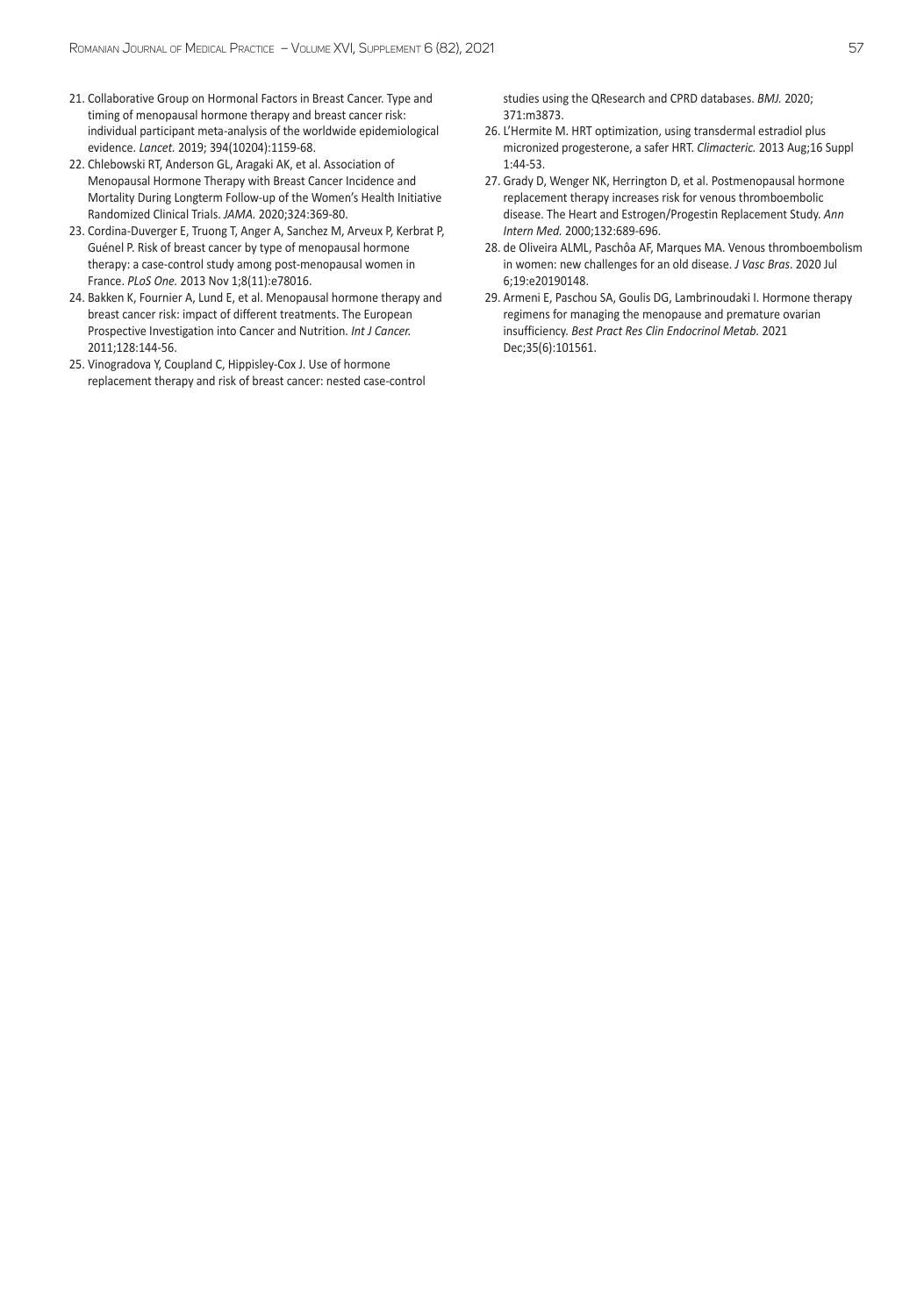21. Collaborative Group on Hormonal Factors in Breast Cancer. Type and timing of menopausal hormone therapy and breast cancer risk: individual participant meta-analysis of the worldwide epidemiological evidence. *Lancet.* 2019; 394(10204):1159-68.
22. Chlebowski RT, Anderson GL, Aragaki AK, et al. Association of Menopausal Hormone Therapy with Breast Cancer Incidence and Mortality During Longterm Follow-up of the Women's Health Initiative Randomized Clinical Trials. *JAMA.* 2020;324:369-80.
23. Cordina-Duverger E, Truong T, Anger A, Sanchez M, Arveux P, Kerbrat P, Guénel P. Risk of breast cancer by type of menopausal hormone therapy: a case-control study among post-menopausal women in France. *PLoS One.* 2013 Nov 1;8(11):e78016.
24. Bakken K, Fournier A, Lund E, et al. Menopausal hormone therapy and breast cancer risk: impact of different treatments. The European Prospective Investigation into Cancer and Nutrition. *Int J Cancer.* 2011;128:144-56.
25. Vinogradova Y, Coupland C, Hippisley-Cox J. Use of hormone replacement therapy and risk of breast cancer: nested case-control studies using the QResearch and CPRD databases. *BMJ.* 2020; 371:m3873.
26. L'Hermite M. HRT optimization, using transdermal estradiol plus micronized progesterone, a safer HRT. *Climacteric.* 2013 Aug;16 Suppl 1:44-53.
27. Grady D, Wenger NK, Herrington D, et al. Postmenopausal hormone replacement therapy increases risk for venous thromboembolic disease. The Heart and Estrogen/Progestin Replacement Study. *Ann Intern Med.* 2000;132:689-696.
28. de Oliveira ALML, Paschôa AF, Marques MA. Venous thromboembolism in women: new challenges for an old disease. *J Vasc Bras*. 2020 Jul 6;19:e20190148.
29. Armeni E, Paschou SA, Goulis DG, Lambrinoudaki I. Hormone therapy regimens for managing the menopause and premature ovarian insufficiency. *Best Pract Res Clin Endocrinol Metab.* 2021 Dec;35(6):101561.